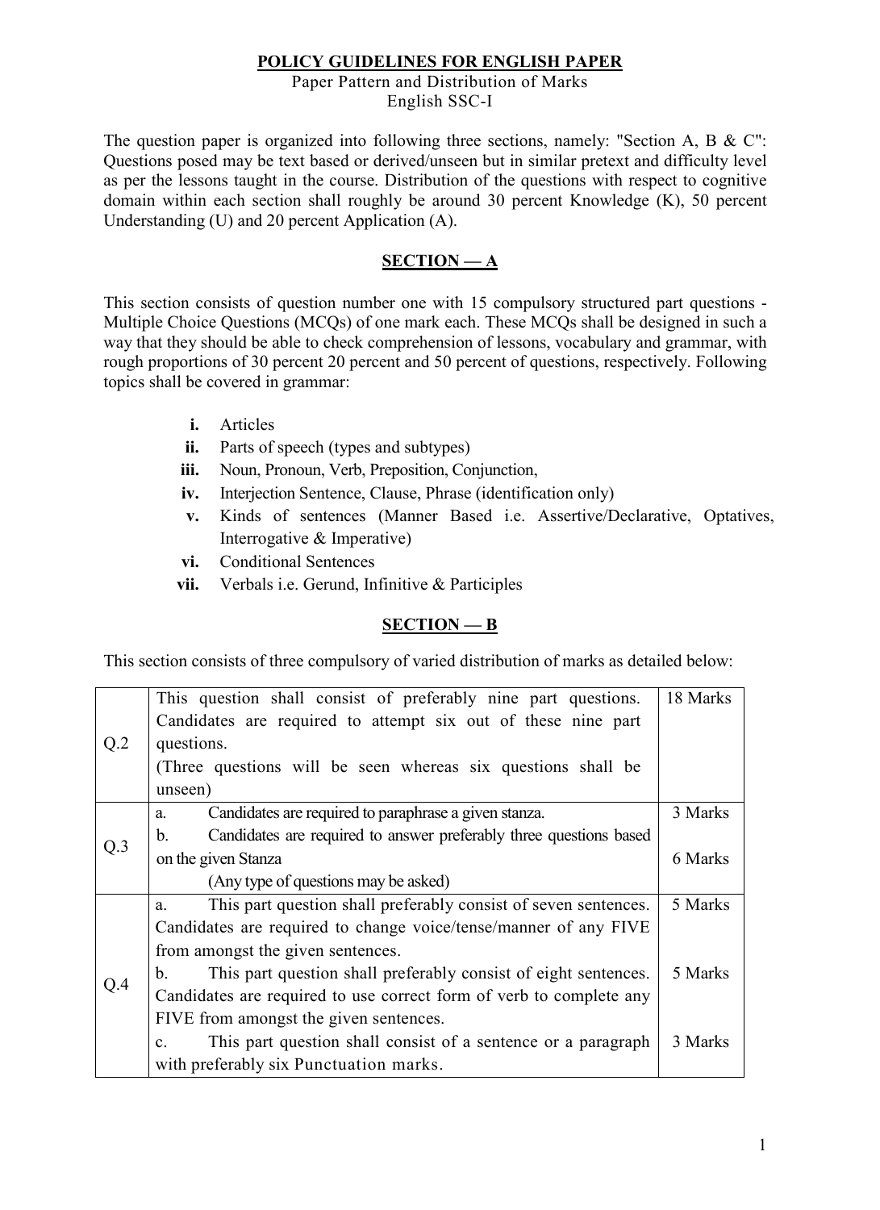# POLICY GUIDELINES FOR ENGLISH PAPER

Paper Pattern and Distribution of Marks
English SSC-I

The question paper is organized into following three sections, namely: "Section A, B & C": Questions posed may be text based or derived/unseen but in similar pretext and difficulty level as per the lessons taught in the course. Distribution of the questions with respect to cognitive domain within each section shall roughly be around 30 percent Knowledge (K), 50 percent Understanding (U) and 20 percent Application (A).

## SECTION — A

This section consists of question number one with 15 compulsory structured part questions - Multiple Choice Questions (MCQs) of one mark each. These MCQs shall be designed in such a way that they should be able to check comprehension of lessons, vocabulary and grammar, with rough proportions of 30 percent 20 percent and 50 percent of questions, respectively. Following topics shall be covered in grammar:

- **i.** Articles
- **ii.** Parts of speech (types and subtypes)
- **iii.** Noun, Pronoun, Verb, Preposition, Conjunction,
- **iv.** Interjection Sentence, Clause, Phrase (identification only)
- **v.** Kinds of sentences (Manner Based i.e. Assertive/Declarative, Optatives, Interrogative & Imperative)
- **vi.** Conditional Sentences
- **vii.** Verbals i.e. Gerund, Infinitive & Participles

## SECTION — B

This section consists of three compulsory of varied distribution of marks as detailed below:

| | | |
|---|---|---|
| Q.2 | This question shall consist of preferably nine part questions. Candidates are required to attempt six out of these nine part questions.<br>(Three questions will be seen whereas six questions shall be unseen) | 18 Marks |
| Q.3 | a. Candidates are required to paraphrase a given stanza.<br>b. Candidates are required to answer preferably three questions based on the given Stanza<br>(Any type of questions may be asked) | 3 Marks<br><br>6 Marks |
| Q.4 | a. This part question shall preferably consist of seven sentences. Candidates are required to change voice/tense/manner of any FIVE from amongst the given sentences.<br>b. This part question shall preferably consist of eight sentences. Candidates are required to use correct form of verb to complete any FIVE from amongst the given sentences.<br>c. This part question shall consist of a sentence or a paragraph with preferably six Punctuation marks. | 5 Marks<br><br>5 Marks<br><br>3 Marks |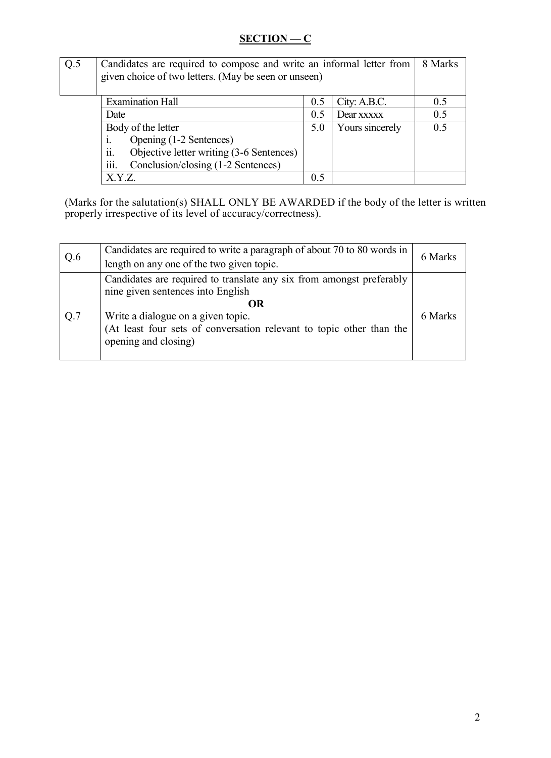## SECTION — C

| Q.5 | Candidates are required to compose and write an informal letter from given choice of two letters. (May be seen or unseen) | 8 Marks |
|---|---|---|

| Examination Hall | 0.5 | City: A.B.C. | 0.5 |
|---|---|---|---|
| Date | 0.5 | Dear xxxxx | 0.5 |
| Body of the letter<br>i. Opening (1-2 Sentences)<br>ii. Objective letter writing (3-6 Sentences)<br>iii. Conclusion/closing (1-2 Sentences) | 5.0 | Yours sincerely | 0.5 |
| X.Y.Z. | 0.5 | | |

(Marks for the salutation(s) SHALL ONLY BE AWARDED if the body of the letter is written properly irrespective of its level of accuracy/correctness).

| Q.6 | Candidates are required to write a paragraph of about 70 to 80 words in length on any one of the two given topic. | 6 Marks |
|---|---|---|
| Q.7 | Candidates are required to translate any six from amongst preferably nine given sentences into English<br>**OR**<br>Write a dialogue on a given topic.<br>(At least four sets of conversation relevant to topic other than the opening and closing) | 6 Marks |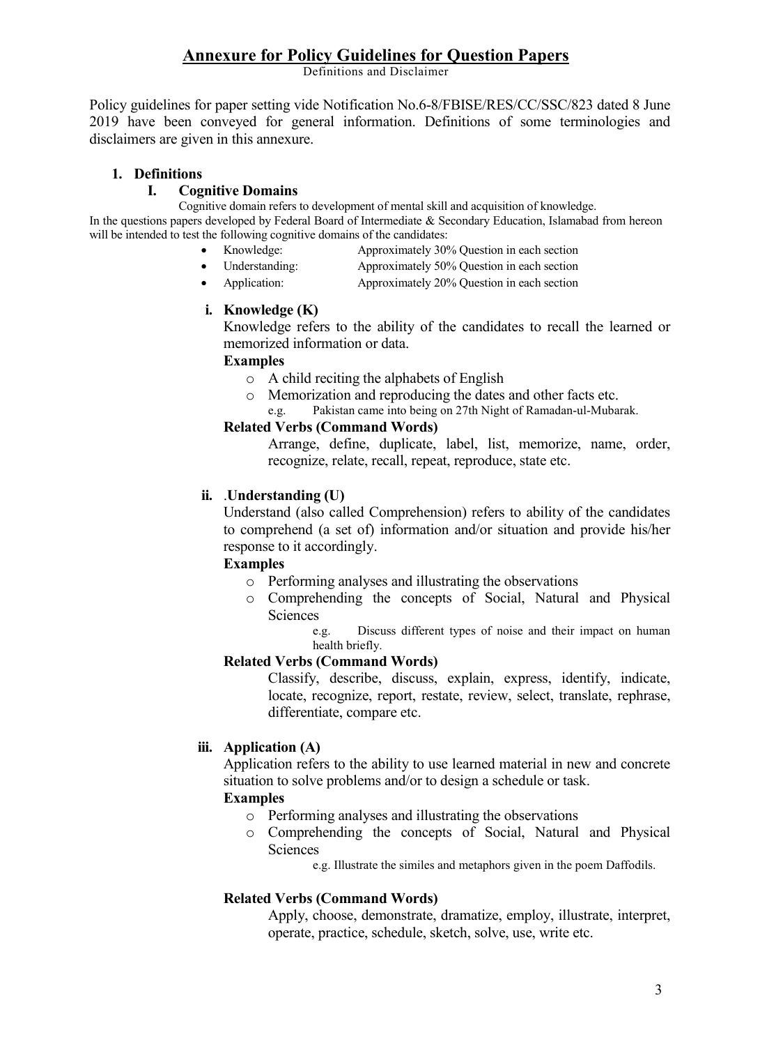# Annexure for Policy Guidelines for Question Papers

Definitions and Disclaimer

Policy guidelines for paper setting vide Notification No.6-8/FBISE/RES/CC/SSC/823 dated 8 June 2019 have been conveyed for general information. Definitions of some terminologies and disclaimers are given in this annexure.

1. **Definitions**

   **I. Cognitive Domains**

   Cognitive domain refers to development of mental skill and acquisition of knowledge.

In the questions papers developed by Federal Board of Intermediate & Secondary Education, Islamabad from hereon will be intended to test the following cognitive domains of the candidates:

- Knowledge: Approximately 30% Question in each section
- Understanding: Approximately 50% Question in each section
- Application: Approximately 20% Question in each section

**i. Knowledge (K)**

Knowledge refers to the ability of the candidates to recall the learned or memorized information or data.

**Examples**

- A child reciting the alphabets of English
- Memorization and reproducing the dates and other facts etc.
  e.g. Pakistan came into being on 27th Night of Ramadan-ul-Mubarak.

**Related Verbs (Command Words)**

Arrange, define, duplicate, label, list, memorize, name, order, recognize, relate, recall, repeat, reproduce, state etc.

**ii. .Understanding (U)**

Understand (also called Comprehension) refers to ability of the candidates to comprehend (a set of) information and/or situation and provide his/her response to it accordingly.

**Examples**

- Performing analyses and illustrating the observations
- Comprehending the concepts of Social, Natural and Physical Sciences
  e.g. Discuss different types of noise and their impact on human health briefly.

**Related Verbs (Command Words)**

Classify, describe, discuss, explain, express, identify, indicate, locate, recognize, report, restate, review, select, translate, rephrase, differentiate, compare etc.

**iii. Application (A)**

Application refers to the ability to use learned material in new and concrete situation to solve problems and/or to design a schedule or task.

**Examples**

- Performing analyses and illustrating the observations
- Comprehending the concepts of Social, Natural and Physical Sciences
  e.g. Illustrate the similes and metaphors given in the poem Daffodils.

**Related Verbs (Command Words)**

Apply, choose, demonstrate, dramatize, employ, illustrate, interpret, operate, practice, schedule, sketch, solve, use, write etc.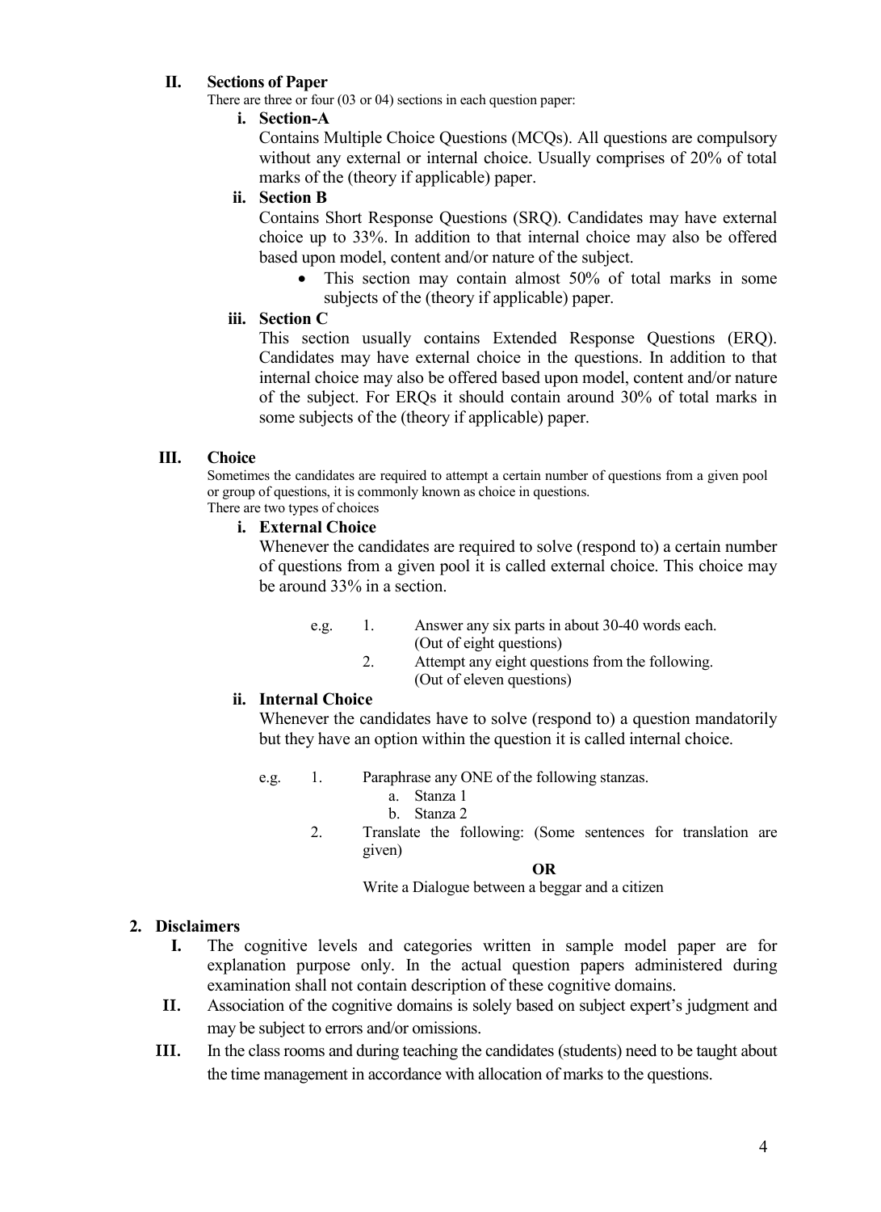## II. Sections of Paper

There are three or four (03 or 04) sections in each question paper:

### i. Section-A

Contains Multiple Choice Questions (MCQs). All questions are compulsory without any external or internal choice. Usually comprises of 20% of total marks of the (theory if applicable) paper.

### ii. Section B

Contains Short Response Questions (SRQ). Candidates may have external choice up to 33%. In addition to that internal choice may also be offered based upon model, content and/or nature of the subject.

- This section may contain almost 50% of total marks in some subjects of the (theory if applicable) paper.

### iii. Section C

This section usually contains Extended Response Questions (ERQ). Candidates may have external choice in the questions. In addition to that internal choice may also be offered based upon model, content and/or nature of the subject. For ERQs it should contain around 30% of total marks in some subjects of the (theory if applicable) paper.

## III. Choice

Sometimes the candidates are required to attempt a certain number of questions from a given pool or group of questions, it is commonly known as choice in questions.
There are two types of choices

### i. External Choice

Whenever the candidates are required to solve (respond to) a certain number of questions from a given pool it is called external choice. This choice may be around 33% in a section.

e.g.
1. Answer any six parts in about 30-40 words each.
   (Out of eight questions)
2. Attempt any eight questions from the following.
   (Out of eleven questions)

### ii. Internal Choice

Whenever the candidates have to solve (respond to) a question mandatorily but they have an option within the question it is called internal choice.

e.g.
1. Paraphrase any ONE of the following stanzas.
   a. Stanza 1
   b. Stanza 2
2. Translate the following: (Some sentences for translation are given)

   **OR**

   Write a Dialogue between a beggar and a citizen

## 2. Disclaimers

I. The cognitive levels and categories written in sample model paper are for explanation purpose only. In the actual question papers administered during examination shall not contain description of these cognitive domains.

II. Association of the cognitive domains is solely based on subject expert's judgment and may be subject to errors and/or omissions.

III. In the class rooms and during teaching the candidates (students) need to be taught about the time management in accordance with allocation of marks to the questions.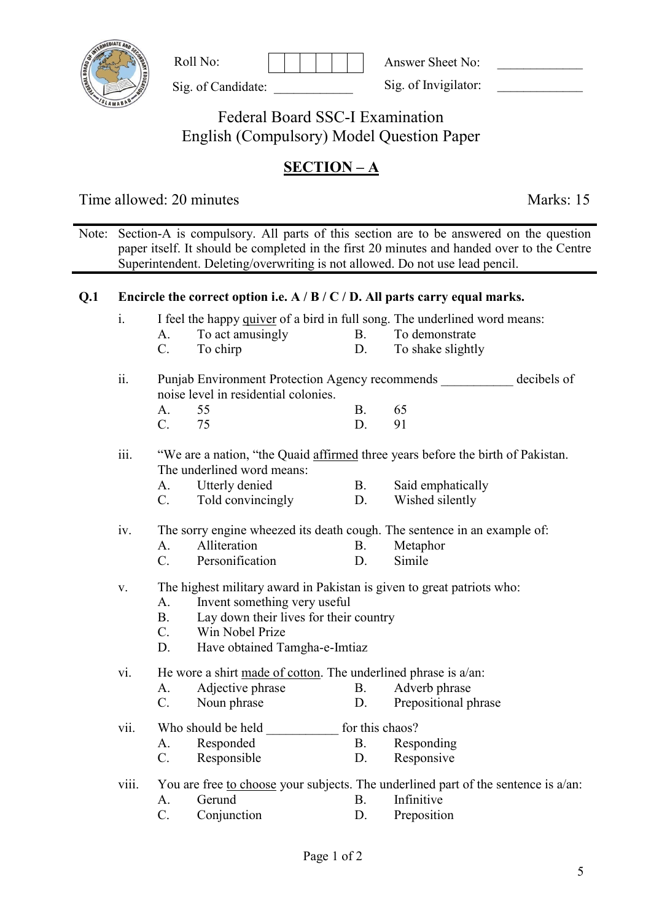Roll No: ______ Answer Sheet No: ______

Sig. of Candidate: ______ Sig. of Invigilator: ______

# Federal Board SSC-I Examination
# English (Compulsory) Model Question Paper

## SECTION – A

Time allowed: 20 minutes Marks: 15

Note: Section-A is compulsory. All parts of this section are to be answered on the question paper itself. It should be completed in the first 20 minutes and handed over to the Centre Superintendent. Deleting/overwriting is not allowed. Do not use lead pencil.

**Q.1 Encircle the correct option i.e. A / B / C / D. All parts carry equal marks.**

i. I feel the happy <u>quiver</u> of a bird in full song. The underlined word means:
   - A. To act amusingly
   - B. To demonstrate
   - C. To chirp
   - D. To shake slightly

ii. Punjab Environment Protection Agency recommends ___________ decibels of noise level in residential colonies.
   - A. 55
   - B. 65
   - C. 75
   - D. 91

iii. "We are a nation, "the Quaid <u>affirmed</u> three years before the birth of Pakistan. The underlined word means:
   - A. Utterly denied
   - B. Said emphatically
   - C. Told convincingly
   - D. Wished silently

iv. The sorry engine wheezed its death cough. The sentence in an example of:
   - A. Alliteration
   - B. Metaphor
   - C. Personification
   - D. Simile

v. The highest military award in Pakistan is given to great patriots who:
   - A. Invent something very useful
   - B. Lay down their lives for their country
   - C. Win Nobel Prize
   - D. Have obtained Tamgha-e-Imtiaz

vi. He wore a shirt <u>made of cotton</u>. The underlined phrase is a/an:
   - A. Adjective phrase
   - B. Adverb phrase
   - C. Noun phrase
   - D. Prepositional phrase

vii. Who should be held ___________ for this chaos?
   - A. Responded
   - B. Responding
   - C. Responsible
   - D. Responsive

viii. You are free <u>to choose</u> your subjects. The underlined part of the sentence is a/an:
   - A. Gerund
   - B. Infinitive
   - C. Conjunction
   - D. Preposition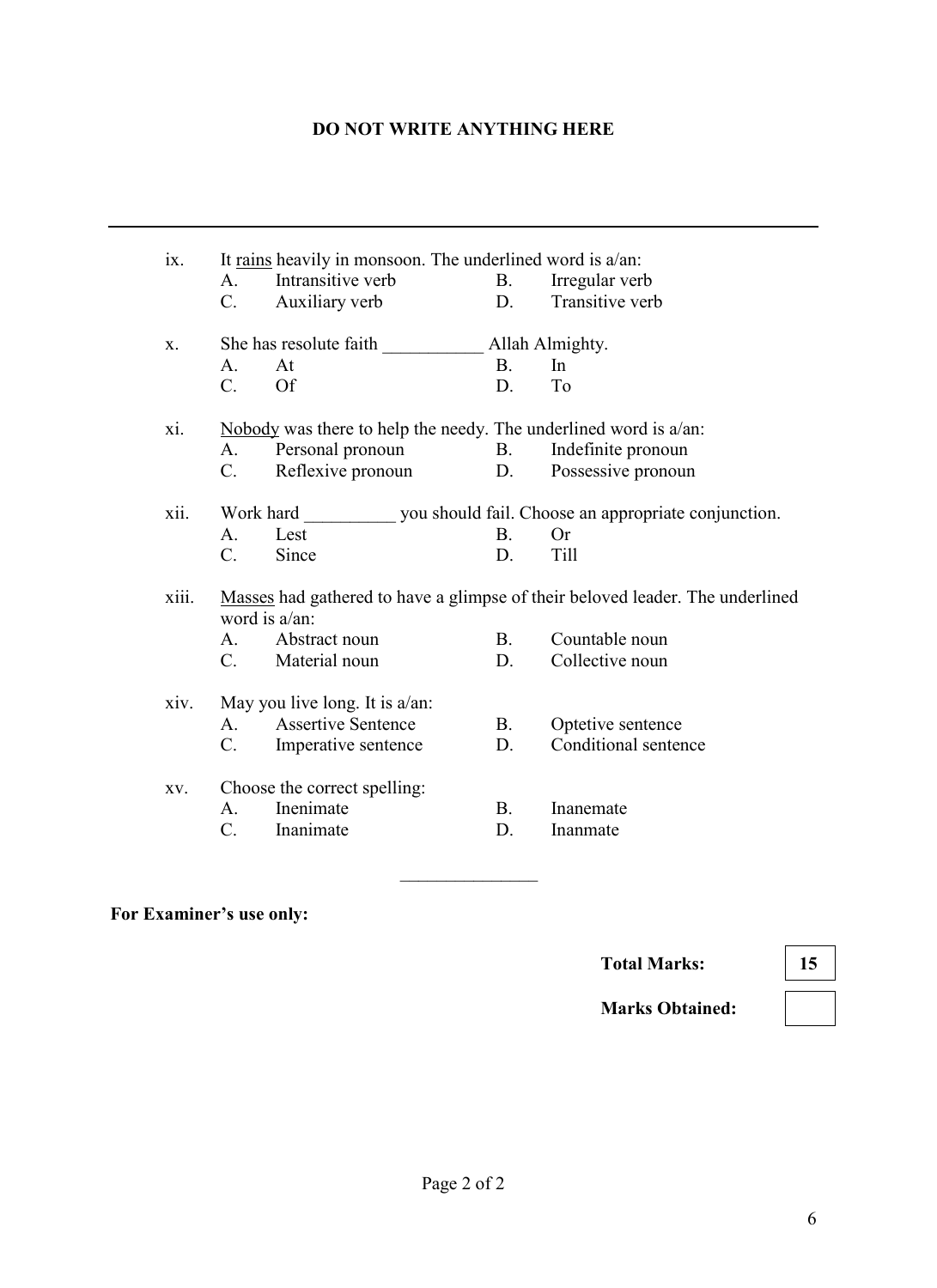**DO NOT WRITE ANYTHING HERE**

---

ix. It <u>rains</u> heavily in monsoon. The underlined word is a/an:
- A. Intransitive verb
- B. Irregular verb
- C. Auxiliary verb
- D. Transitive verb

x. She has resolute faith ___________ Allah Almighty.
- A. At
- B. In
- C. Of
- D. To

xi. <u>Nobody</u> was there to help the needy. The underlined word is a/an:
- A. Personal pronoun
- B. Indefinite pronoun
- C. Reflexive pronoun
- D. Possessive pronoun

xii. Work hard __________ you should fail. Choose an appropriate conjunction.
- A. Lest
- B. Or
- C. Since
- D. Till

xiii. <u>Masses</u> had gathered to have a glimpse of their beloved leader. The underlined word is a/an:
- A. Abstract noun
- B. Countable noun
- C. Material noun
- D. Collective noun

xiv. May you live long. It is a/an:
- A. Assertive Sentence
- B. Optetive sentence
- C. Imperative sentence
- D. Conditional sentence

xv. Choose the correct spelling:
- A. Inenimate
- B. Inanemate
- C. Inanimate
- D. Inanmate

_______________

**For Examiner's use only:**

| | |
|---|---|
| **Total Marks:** | **15** |
| **Marks Obtained:** | |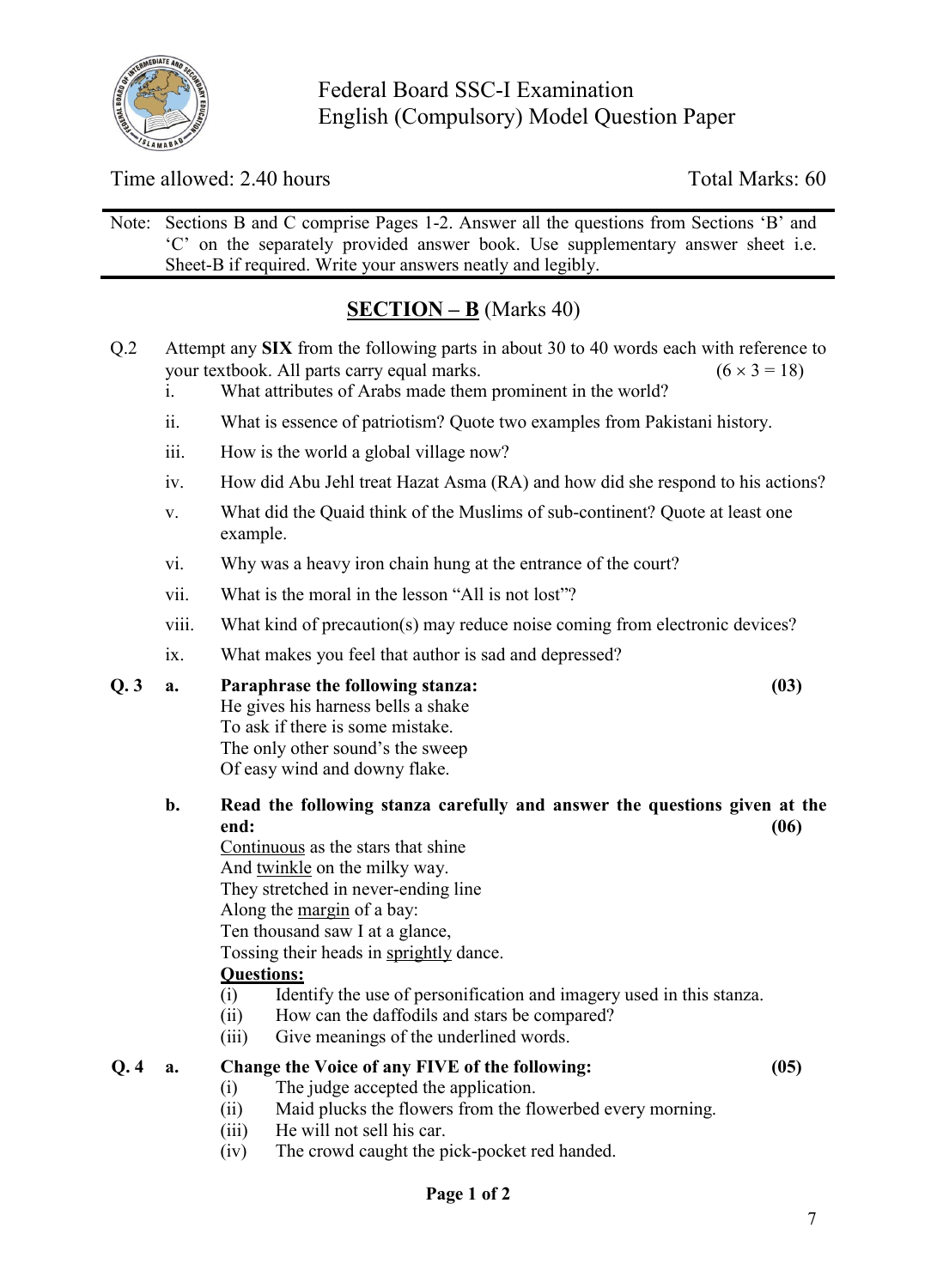Federal Board SSC-I Examination
English (Compulsory) Model Question Paper

Time allowed: 2.40 hours | Total Marks: 60

Note: Sections B and C comprise Pages 1-2. Answer all the questions from Sections 'B' and 'C' on the separately provided answer book. Use supplementary answer sheet i.e. Sheet-B if required. Write your answers neatly and legibly.

## SECTION – B (Marks 40)

Q.2 Attempt any **SIX** from the following parts in about 30 to 40 words each with reference to your textbook. All parts carry equal marks. (6 × 3 = 18)

i. What attributes of Arabs made them prominent in the world?

ii. What is essence of patriotism? Quote two examples from Pakistani history.

iii. How is the world a global village now?

iv. How did Abu Jehl treat Hazat Asma (RA) and how did she respond to his actions?

v. What did the Quaid think of the Muslims of sub-continent? Quote at least one example.

vi. Why was a heavy iron chain hung at the entrance of the court?

vii. What is the moral in the lesson "All is not lost"?

viii. What kind of precaution(s) may reduce noise coming from electronic devices?

ix. What makes you feel that author is sad and depressed?

**Q. 3 a. Paraphrase the following stanza: (03)**

He gives his harness bells a shake
To ask if there is some mistake.
The only other sound's the sweep
Of easy wind and downy flake.

**b. Read the following stanza carefully and answer the questions given at the end: (06)**

Continuous as the stars that shine
And twinkle on the milky way.
They stretched in never-ending line
Along the margin of a bay:
Ten thousand saw I at a glance,
Tossing their heads in sprightly dance.

**Questions:**

(i) Identify the use of personification and imagery used in this stanza.
(ii) How can the daffodils and stars be compared?
(iii) Give meanings of the underlined words.

**Q. 4 a. Change the Voice of any FIVE of the following: (05)**

(i) The judge accepted the application.
(ii) Maid plucks the flowers from the flowerbed every morning.
(iii) He will not sell his car.
(iv) The crowd caught the pick-pocket red handed.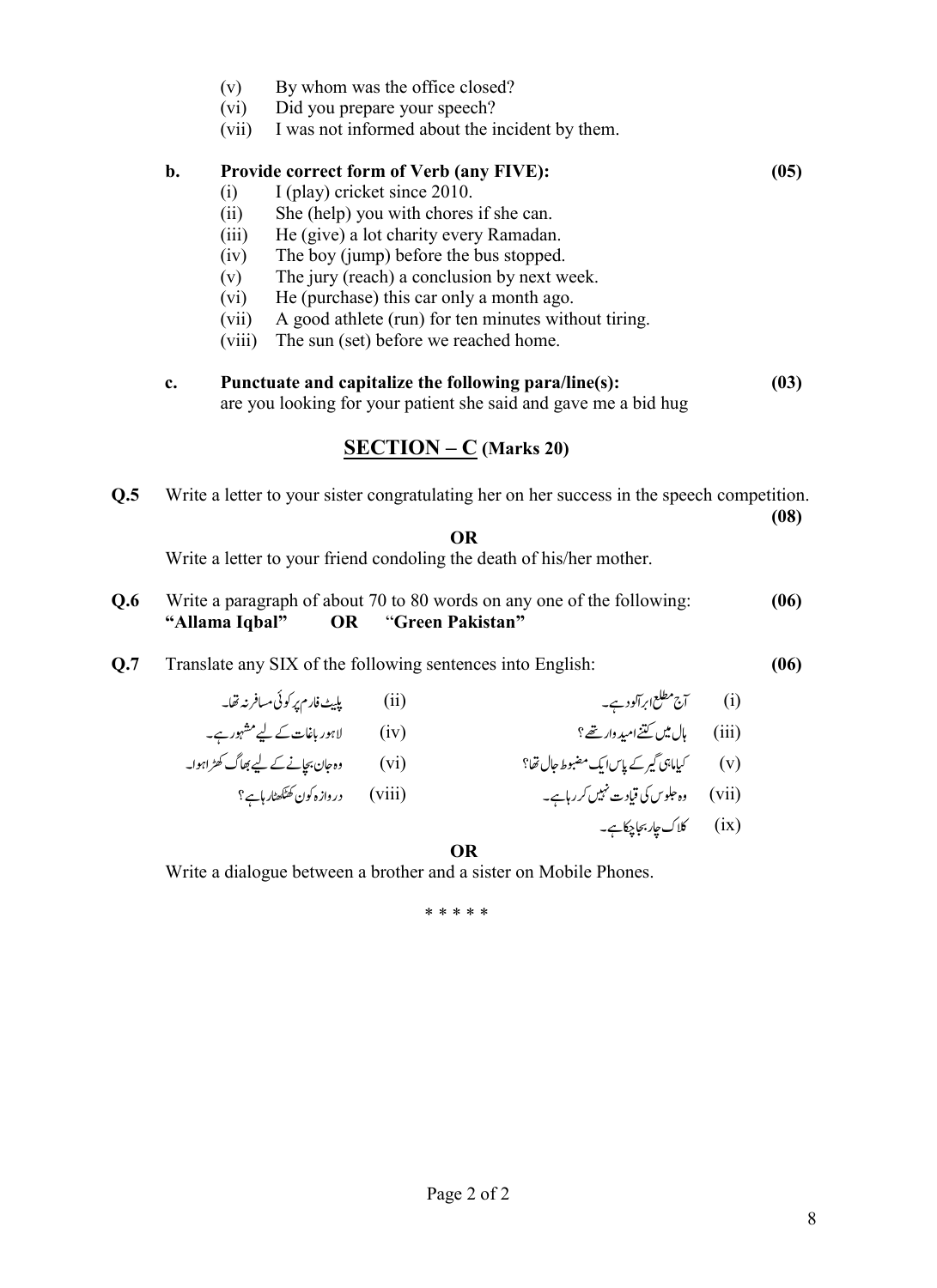(v) By whom was the office closed?
(vi) Did you prepare your speech?
(vii) I was not informed about the incident by them.

**b. Provide correct form of Verb (any FIVE): (05)**

(i) I (play) cricket since 2010.
(ii) She (help) you with chores if she can.
(iii) He (give) a lot charity every Ramadan.
(iv) The boy (jump) before the bus stopped.
(v) The jury (reach) a conclusion by next week.
(vi) He (purchase) this car only a month ago.
(vii) A good athlete (run) for ten minutes without tiring.
(viii) The sun (set) before we reached home.

**c. Punctuate and capitalize the following para/line(s): (03)**

are you looking for your patient she said and gave me a bid hug

## SECTION – C (Marks 20)

**Q.5** Write a letter to your sister congratulating her on her success in the speech competition. **(08)**

**OR**

Write a letter to your friend condoling the death of his/her mother.

**Q.6** Write a paragraph of about 70 to 80 words on any one of the following: **(06)**
**"Allama Iqbal"** **OR** **"Green Pakistan"**

**Q.7** Translate any SIX of the following sentences into English: **(06)**

(i) آج مطلع ابر آلود ہے۔
(ii) پلیٹ فارم پر کوئی مسافر نہ تھا۔
(iii) ہال میں کتنے امیدوار تھے؟
(iv) لاہور باغات کے لیے مشہور ہے۔
(v) کیا ماہی گیر کے پاس ایک مضبوط جال تھا؟
(vi) وہ جان بچانے کے لیے بھاگ کھڑا ہوا۔
(vii) وہ جلوس کی قیادت نہیں کر رہا ہے۔
(viii) دروازہ کون کھٹکھٹا رہا ہے؟
(ix) کلاک چار بجا چکا ہے۔

**OR**

Write a dialogue between a brother and a sister on Mobile Phones.

\* \* \* \* \*